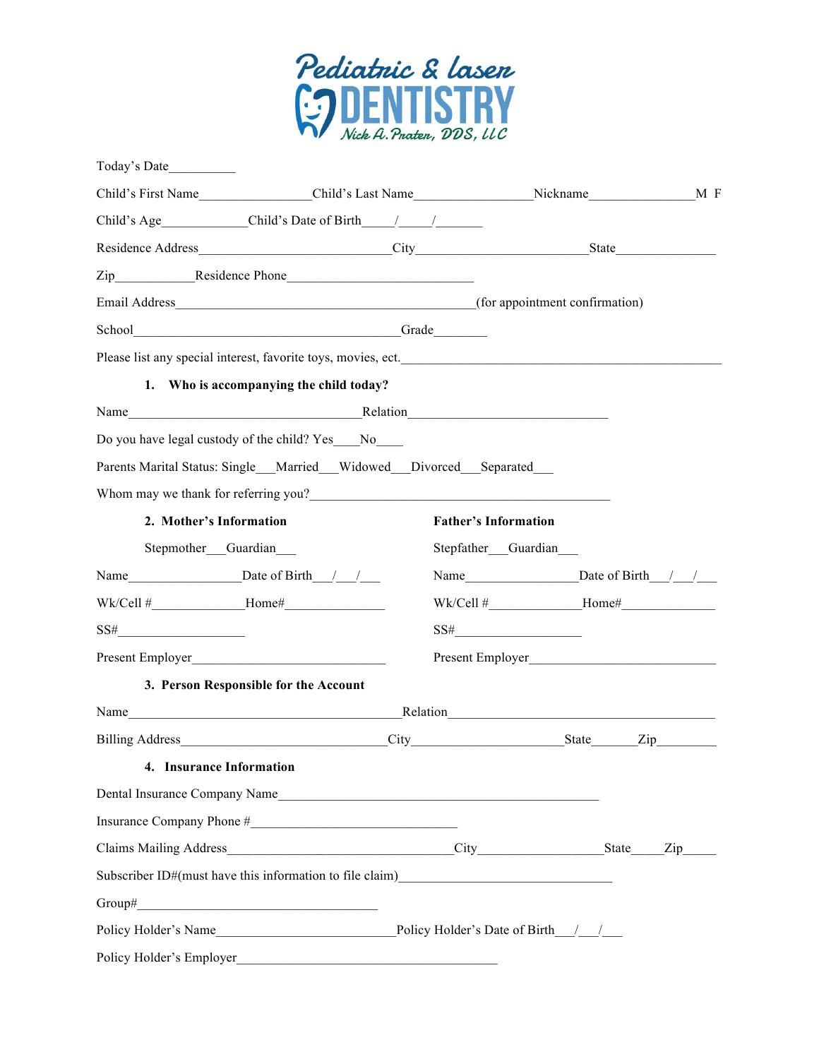# Pediatric & laser DENTISTRY

Nick A. Prater, DDS, LLC

Today's Date__________

Child's First Name________________Child's Last Name________________Nickname_______________M F

Child's Age____________Child's Date of Birth____/____/_______

Residence Address___________________________City________________________State______________

Zip___________Residence Phone__________________________

Email Address__________________________________________(for appointment confirmation)

School_____________________________________Grade________

Please list any special interest, favorite toys, movies, ect._______________________________________________

**1. Who is accompanying the child today?**

Name________________________________Relation_____________________________

Do you have legal custody of the child? Yes____No____

Parents Marital Status: Single___Married___Widowed___Divorced___Separated___

Whom may we thank for referring you?__________________________________________

**2. Mother's Information**

Stepmother___Guardian___

Name________________Date of Birth___/___/___

Wk/Cell #_____________Home#______________

SS#__________________

Present Employer____________________________

**Father's Information**

Stepfather___Guardian___

Name________________Date of Birth___/___/___

Wk/Cell #_____________Home#______________

SS#__________________

Present Employer____________________________

**3. Person Responsible for the Account**

Name______________________________________Relation______________________________________

Billing Address_____________________________City_____________________State______Zip_________

**4. Insurance Information**

Dental Insurance Company Name_____________________________________________

Insurance Company Phone #_____________________________

Claims Mailing Address________________________________City_________________State_____Zip_____

Subscriber ID#(must have this information to file claim)______________________________

Group#__________________________________

Policy Holder's Name_________________________Policy Holder's Date of Birth___/___/___

Policy Holder's Employer____________________________________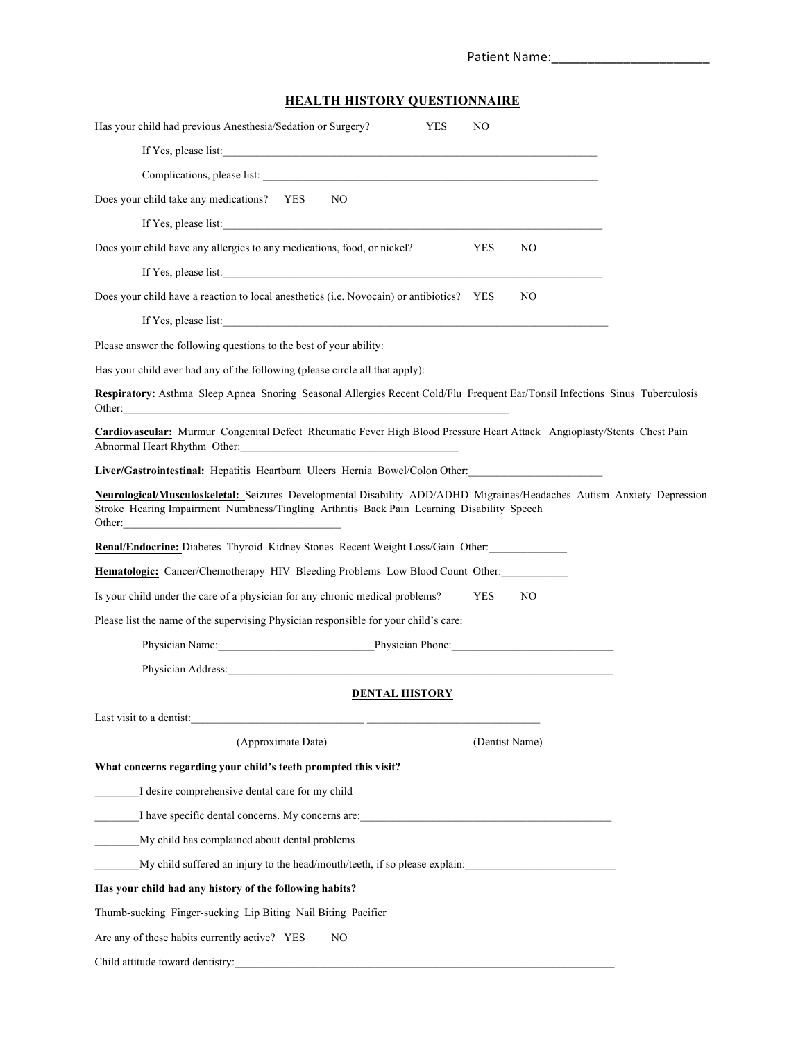Patient Name:______________________

## HEALTH HISTORY QUESTIONNAIRE

Has your child had previous Anesthesia/Sedation or Surgery? YES NO

If Yes, please list:______________________________________________________________________

Complications, please list: ________________________________________________________________

Does your child take any medications? YES NO

If Yes, please list:______________________________________________________________________

Does your child have any allergies to any medications, food, or nickel? YES NO

If Yes, please list:______________________________________________________________________

Does your child have a reaction to local anesthetics (i.e. Novocain) or antibiotics? YES NO

If Yes, please list:______________________________________________________________________

Please answer the following questions to the best of your ability:

Has your child ever had any of the following (please circle all that apply):

**Respiratory:** Asthma Sleep Apnea Snoring Seasonal Allergies Recent Cold/Flu Frequent Ear/Tonsil Infections Sinus Tuberculosis Other:______________________________________________________________________

**Cardiovascular:** Murmur Congenital Defect Rheumatic Fever High Blood Pressure Heart Attack Angioplasty/Stents Chest Pain Abnormal Heart Rhythm Other:______________________________________

**Liver/Gastrointestinal:** Hepatitis Heartburn Ulcers Hernia Bowel/Colon Other:________________________

**Neurological/Musculoskeletal:** Seizures Developmental Disability ADD/ADHD Migraines/Headaches Autism Anxiety Depression Stroke Hearing Impairment Numbness/Tingling Arthritis Back Pain Learning Disability Speech Other:______________________________________

**Renal/Endocrine:** Diabetes Thyroid Kidney Stones Recent Weight Loss/Gain Other:______________

**Hematologic:** Cancer/Chemotherapy HIV Bleeding Problems Low Blood Count Other:____________

Is your child under the care of a physician for any chronic medical problems? YES NO

Please list the name of the supervising Physician responsible for your child's care:

Physician Name:____________________________Physician Phone:_____________________________

Physician Address:_______________________________________________________________________

## DENTAL HISTORY

Last visit to a dentist:_______________________________ _______________________________

(Approximate Date) (Dentist Name)

**What concerns regarding your child's teeth prompted this visit?**

________I desire comprehensive dental care for my child

________I have specific dental concerns. My concerns are:______________________________________________

________My child has complained about dental problems

________My child suffered an injury to the head/mouth/teeth, if so please explain:___________________________

**Has your child had any history of the following habits?**

Thumb-sucking Finger-sucking Lip Biting Nail Biting Pacifier

Are any of these habits currently active? YES NO

Child attitude toward dentistry:_______________________________________________________________________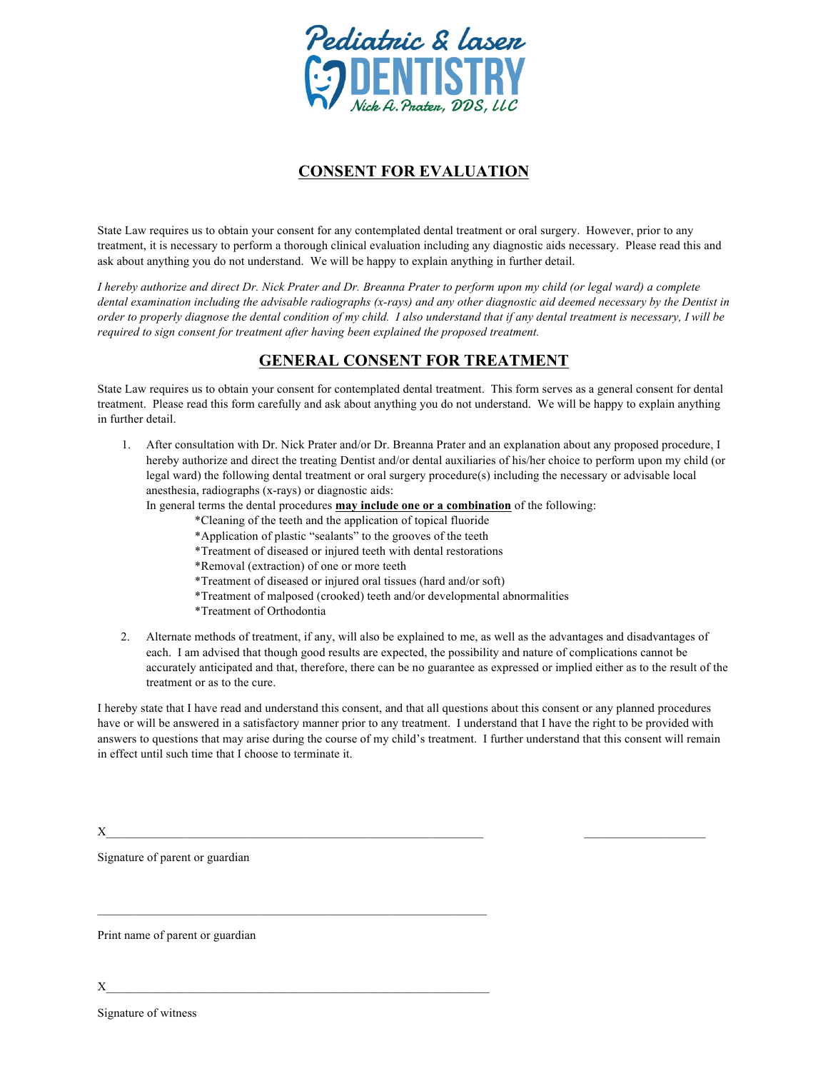Pediatric & laser

DENTISTRY

Nick A. Prater, DDS, LLC

## CONSENT FOR EVALUATION

State Law requires us to obtain your consent for any contemplated dental treatment or oral surgery. However, prior to any treatment, it is necessary to perform a thorough clinical evaluation including any diagnostic aids necessary. Please read this and ask about anything you do not understand. We will be happy to explain anything in further detail.

*I hereby authorize and direct Dr. Nick Prater and Dr. Breanna Prater to perform upon my child (or legal ward) a complete dental examination including the advisable radiographs (x-rays) and any other diagnostic aid deemed necessary by the Dentist in order to properly diagnose the dental condition of my child. I also understand that if any dental treatment is necessary, I will be required to sign consent for treatment after having been explained the proposed treatment.*

## GENERAL CONSENT FOR TREATMENT

State Law requires us to obtain your consent for contemplated dental treatment. This form serves as a general consent for dental treatment. Please read this form carefully and ask about anything you do not understand. We will be happy to explain anything in further detail.

1. After consultation with Dr. Nick Prater and/or Dr. Breanna Prater and an explanation about any proposed procedure, I hereby authorize and direct the treating Dentist and/or dental auxiliaries of his/her choice to perform upon my child (or legal ward) the following dental treatment or oral surgery procedure(s) including the necessary or advisable local anesthesia, radiographs (x-rays) or diagnostic aids:

   In general terms the dental procedures **may include one or a combination** of the following:

   *Cleaning of the teeth and the application of topical fluoride
   *Application of plastic "sealants" to the grooves of the teeth
   *Treatment of diseased or injured teeth with dental restorations
   *Removal (extraction) of one or more teeth
   *Treatment of diseased or injured oral tissues (hard and/or soft)
   *Treatment of malposed (crooked) teeth and/or developmental abnormalities
   *Treatment of Orthodontia

2. Alternate methods of treatment, if any, will also be explained to me, as well as the advantages and disadvantages of each. I am advised that though good results are expected, the possibility and nature of complications cannot be accurately anticipated and that, therefore, there can be no guarantee as expressed or implied either as to the result of the treatment or as to the cure.

I hereby state that I have read and understand this consent, and that all questions about this consent or any planned procedures have or will be answered in a satisfactory manner prior to any treatment. I understand that I have the right to be provided with answers to questions that may arise during the course of my child's treatment. I further understand that this consent will remain in effect until such time that I choose to terminate it.

X______________________________________________________________ ____________________

Signature of parent or guardian

_________________________________________________________________

Print name of parent or guardian

X______________________________________________________________

Signature of witness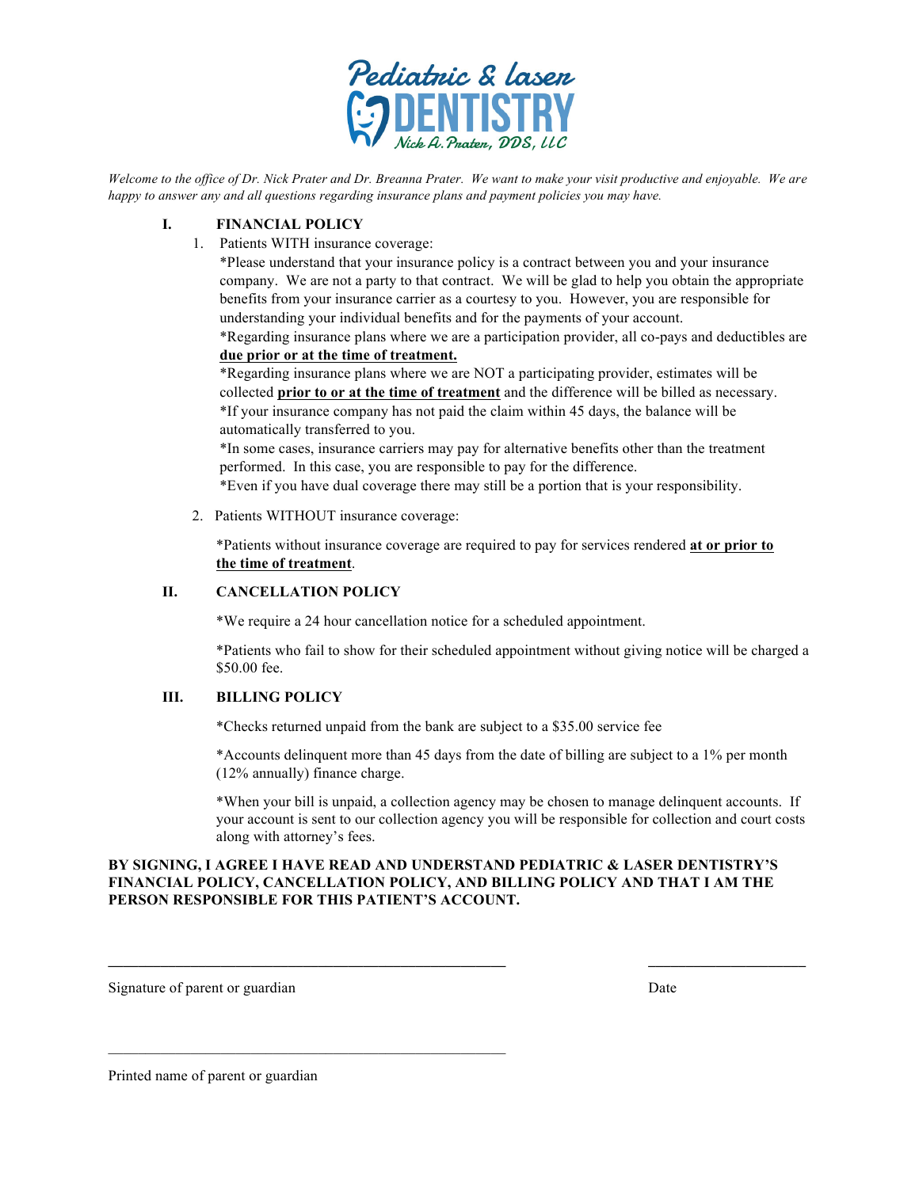# Pediatric & laser DENTISTRY

Nick A. Prater, DDS, LLC

*Welcome to the office of Dr. Nick Prater and Dr. Breanna Prater. We want to make your visit productive and enjoyable. We are happy to answer any and all questions regarding insurance plans and payment policies you may have.*

## I. FINANCIAL POLICY

1. Patients WITH insurance coverage:

   *Please understand that your insurance policy is a contract between you and your insurance company. We are not a party to that contract. We will be glad to help you obtain the appropriate benefits from your insurance carrier as a courtesy to you. However, you are responsible for understanding your individual benefits and for the payments of your account.

   *Regarding insurance plans where we are a participation provider, all co-pays and deductibles are **<u>due prior or at the time of treatment.</u>**

   *Regarding insurance plans where we are NOT a participating provider, estimates will be collected **<u>prior to or at the time of treatment</u>** and the difference will be billed as necessary.

   *If your insurance company has not paid the claim within 45 days, the balance will be automatically transferred to you.

   *In some cases, insurance carriers may pay for alternative benefits other than the treatment performed. In this case, you are responsible to pay for the difference.

   *Even if you have dual coverage there may still be a portion that is your responsibility.

2. Patients WITHOUT insurance coverage:

   *Patients without insurance coverage are required to pay for services rendered **<u>at or prior to the time of treatment</u>**.

## II. CANCELLATION POLICY

*We require a 24 hour cancellation notice for a scheduled appointment.

*Patients who fail to show for their scheduled appointment without giving notice will be charged a $50.00 fee.

## III. BILLING POLICY

*Checks returned unpaid from the bank are subject to a $35.00 service fee

*Accounts delinquent more than 45 days from the date of billing are subject to a 1% per month (12% annually) finance charge.

*When your bill is unpaid, a collection agency may be chosen to manage delinquent accounts. If your account is sent to our collection agency you will be responsible for collection and court costs along with attorney's fees.

**BY SIGNING, I AGREE I HAVE READ AND UNDERSTAND PEDIATRIC & LASER DENTISTRY'S FINANCIAL POLICY, CANCELLATION POLICY, AND BILLING POLICY AND THAT I AM THE PERSON RESPONSIBLE FOR THIS PATIENT'S ACCOUNT.**

\_\_\_\_\_\_\_\_\_\_\_\_\_\_\_\_\_\_\_\_\_\_\_\_\_\_\_\_\_\_\_\_\_\_\_\_\_\_\_\_ \_\_\_\_\_\_\_\_\_\_\_\_\_\_\_\_\_\_\_\_

Signature of parent or guardian Date

\_\_\_\_\_\_\_\_\_\_\_\_\_\_\_\_\_\_\_\_\_\_\_\_\_\_\_\_\_\_\_\_\_\_\_\_\_\_\_\_

Printed name of parent or guardian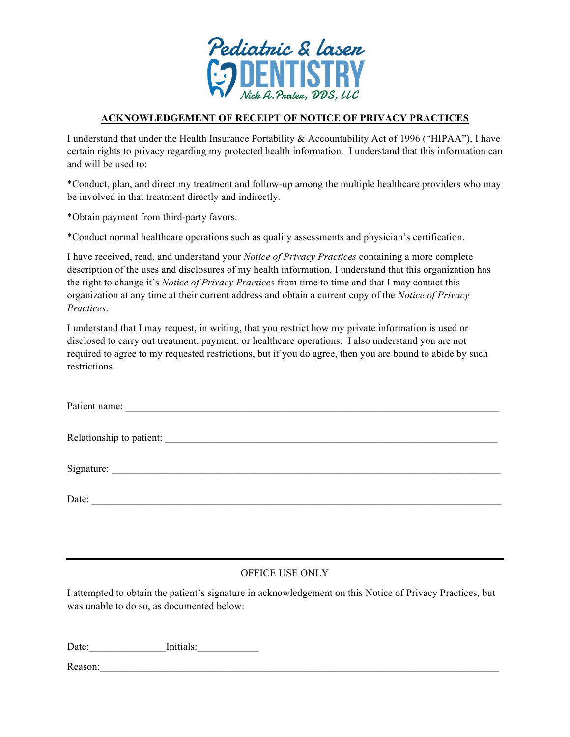Pediatric & laser DENTISTRY
Nick A. Prater, DDS, LLC

## ACKNOWLEDGEMENT OF RECEIPT OF NOTICE OF PRIVACY PRACTICES

I understand that under the Health Insurance Portability & Accountability Act of 1996 ("HIPAA"), I have certain rights to privacy regarding my protected health information. I understand that this information can and will be used to:

*Conduct, plan, and direct my treatment and follow-up among the multiple healthcare providers who may be involved in that treatment directly and indirectly.

*Obtain payment from third-party favors.

*Conduct normal healthcare operations such as quality assessments and physician's certification.

I have received, read, and understand your *Notice of Privacy Practices* containing a more complete description of the uses and disclosures of my health information. I understand that this organization has the right to change it's *Notice of Privacy Practices* from time to time and that I may contact this organization at any time at their current address and obtain a current copy of the *Notice of Privacy Practices*.

I understand that I may request, in writing, that you restrict how my private information is used or disclosed to carry out treatment, payment, or healthcare operations. I also understand you are not required to agree to my requested restrictions, but if you do agree, then you are bound to abide by such restrictions.

Patient name: ______________________________________________

Relationship to patient: ______________________________________

Signature: ________________________________________________

Date: ____________________________________________________

---

OFFICE USE ONLY

I attempted to obtain the patient's signature in acknowledgement on this Notice of Privacy Practices, but was unable to do so, as documented below:

Date:_______________ Initials:____________

Reason:___________________________________________________